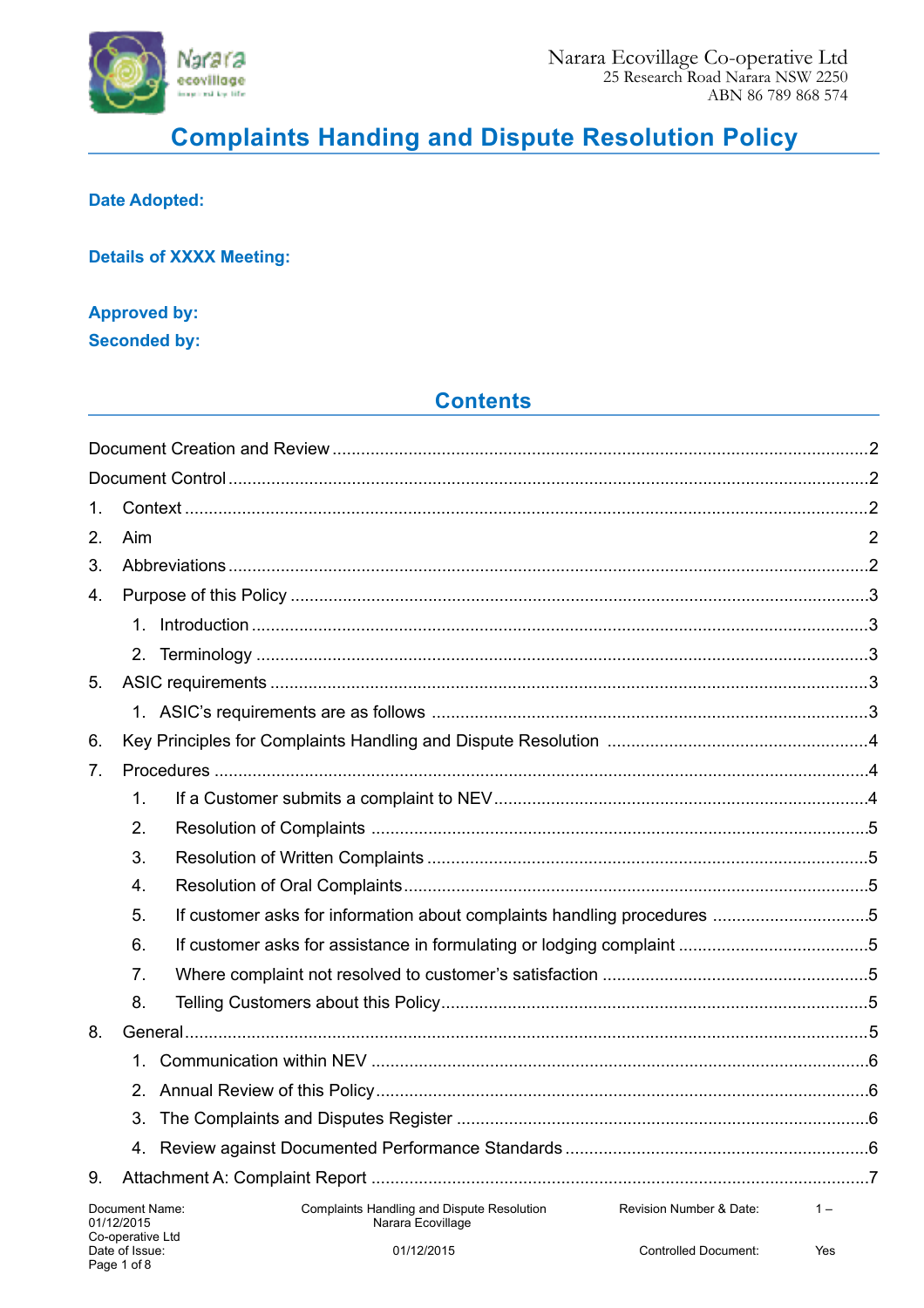Narara Ecovillage Co-operative Ltd
25 Research Road Narara NSW 2250
ABN 86 789 868 574

# Complaints Handing and Dispute Resolution Policy

**Date Adopted:**

**Details of XXXX Meeting:**

**Approved by:**

**Seconded by:**

## Contents

Document Creation and Review ..... 2

Document Control ..... 2

1. Context ..... 2
2. Aim 2
3. Abbreviations ..... 2
4. Purpose of this Policy ..... 3
    1. Introduction ..... 3
    2. Terminology ..... 3
5. ASIC requirements ..... 3
    1. ASIC's requirements are as follows ..... 3
6. Key Principles for Complaints Handling and Dispute Resolution ..... 4
7. Procedures ..... 4
    1. If a Customer submits a complaint to NEV ..... 4
    2. Resolution of Complaints ..... 5
    3. Resolution of Written Complaints ..... 5
    4. Resolution of Oral Complaints ..... 5
    5. If customer asks for information about complaints handling procedures ..... 5
    6. If customer asks for assistance in formulating or lodging complaint ..... 5
    7. Where complaint not resolved to customer's satisfaction ..... 5
    8. Telling Customers about this Policy ..... 5
8. General ..... 5
    1. Communication within NEV ..... 6
    2. Annual Review of this Policy ..... 6
    3. The Complaints and Disputes Register ..... 6
    4. Review against Documented Performance Standards ..... 6
9. Attachment A: Complaint Report ..... 7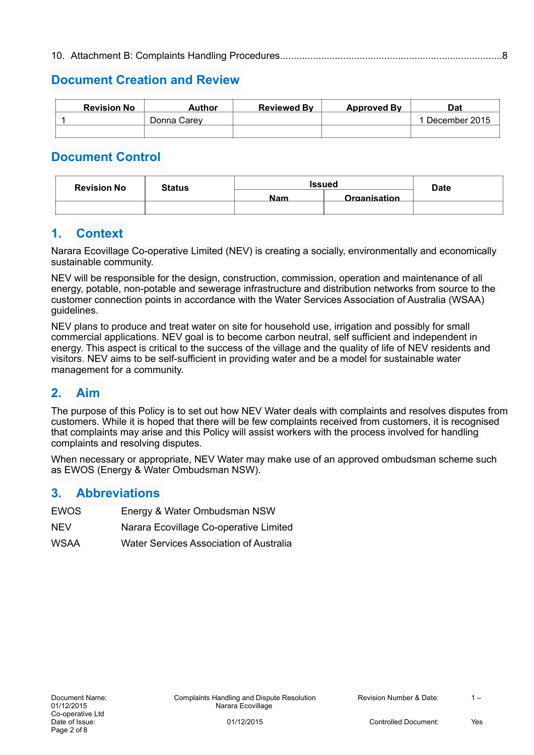10. Attachment B: Complaints Handling Procedures....................................................................................8

## Document Creation and Review

| Revision No | Author | Reviewed By | Approved By | Dat |
|---|---|---|---|---|
| 1 | Donna Carey | | | 1 December 2015 |
| | | | | |

## Document Control

| Revision No | Status | Issued | | Date |
|---|---|---|---|---|
| | | Nam | Organisation | |
| | | | | |

## 1. Context

Narara Ecovillage Co-operative Limited (NEV) is creating a socially, environmentally and economically sustainable community.

NEV will be responsible for the design, construction, commission, operation and maintenance of all energy, potable, non-potable and sewerage infrastructure and distribution networks from source to the customer connection points in accordance with the Water Services Association of Australia (WSAA) guidelines.

NEV plans to produce and treat water on site for household use, irrigation and possibly for small commercial applications. NEV goal is to become carbon neutral, self sufficient and independent in energy. This aspect is critical to the success of the village and the quality of life of NEV residents and visitors. NEV aims to be self-sufficient in providing water and be a model for sustainable water management for a community.

## 2. Aim

The purpose of this Policy is to set out how NEV Water deals with complaints and resolves disputes from customers. While it is hoped that there will be few complaints received from customers, it is recognised that complaints may arise and this Policy will assist workers with the process involved for handling complaints and resolving disputes.

When necessary or appropriate, NEV Water may make use of an approved ombudsman scheme such as EWOS (Energy & Water Ombudsman NSW).

## 3. Abbreviations

| | |
|---|---|
| EWOS | Energy & Water Ombudsman NSW |
| NEV | Narara Ecovillage Co-operative Limited |
| WSAA | Water Services Association of Australia |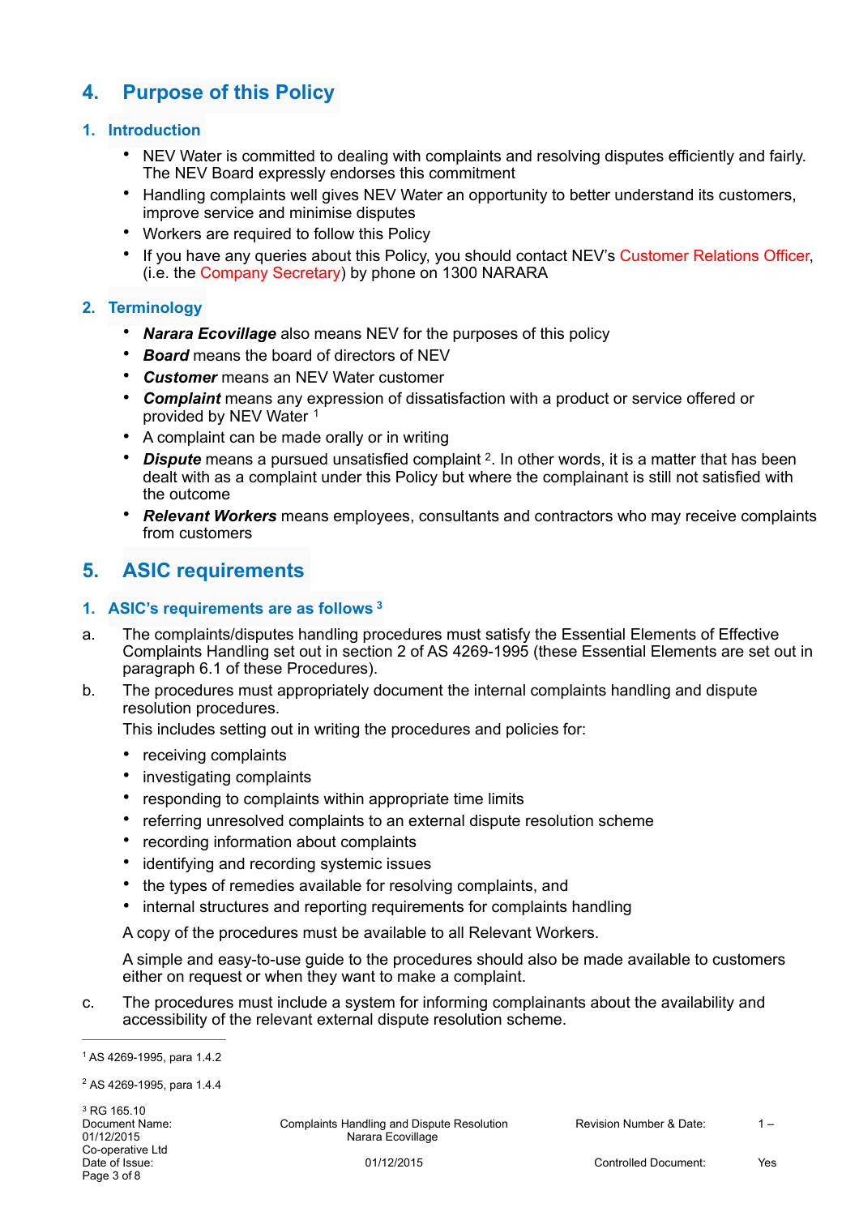# 4. Purpose of this Policy

## 1. Introduction

- NEV Water is committed to dealing with complaints and resolving disputes efficiently and fairly. The NEV Board expressly endorses this commitment
- Handling complaints well gives NEV Water an opportunity to better understand its customers, improve service and minimise disputes
- Workers are required to follow this Policy
- If you have any queries about this Policy, you should contact NEV's Customer Relations Officer, (i.e. the Company Secretary) by phone on 1300 NARARA

## 2. Terminology

- ***Narara Ecovillage*** also means NEV for the purposes of this policy
- ***Board*** means the board of directors of NEV
- ***Customer*** means an NEV Water customer
- ***Complaint*** means any expression of dissatisfaction with a product or service offered or provided by NEV Water [1]
- A complaint can be made orally or in writing
- ***Dispute*** means a pursued unsatisfied complaint [2]. In other words, it is a matter that has been dealt with as a complaint under this Policy but where the complainant is still not satisfied with the outcome
- ***Relevant Workers*** means employees, consultants and contractors who may receive complaints from customers

# 5. ASIC requirements

## 1. ASIC's requirements are as follows [3]

a. The complaints/disputes handling procedures must satisfy the Essential Elements of Effective Complaints Handling set out in section 2 of AS 4269-1995 (these Essential Elements are set out in paragraph 6.1 of these Procedures).

b. The procedures must appropriately document the internal complaints handling and dispute resolution procedures.

   This includes setting out in writing the procedures and policies for:

   - receiving complaints
   - investigating complaints
   - responding to complaints within appropriate time limits
   - referring unresolved complaints to an external dispute resolution scheme
   - recording information about complaints
   - identifying and recording systemic issues
   - the types of remedies available for resolving complaints, and
   - internal structures and reporting requirements for complaints handling

   A copy of the procedures must be available to all Relevant Workers.

   A simple and easy-to-use guide to the procedures should also be made available to customers either on request or when they want to make a complaint.

c. The procedures must include a system for informing complainants about the availability and accessibility of the relevant external dispute resolution scheme.

---

[1] AS 4269-1995, para 1.4.2

[2] AS 4269-1995, para 1.4.4

[3] RG 165.10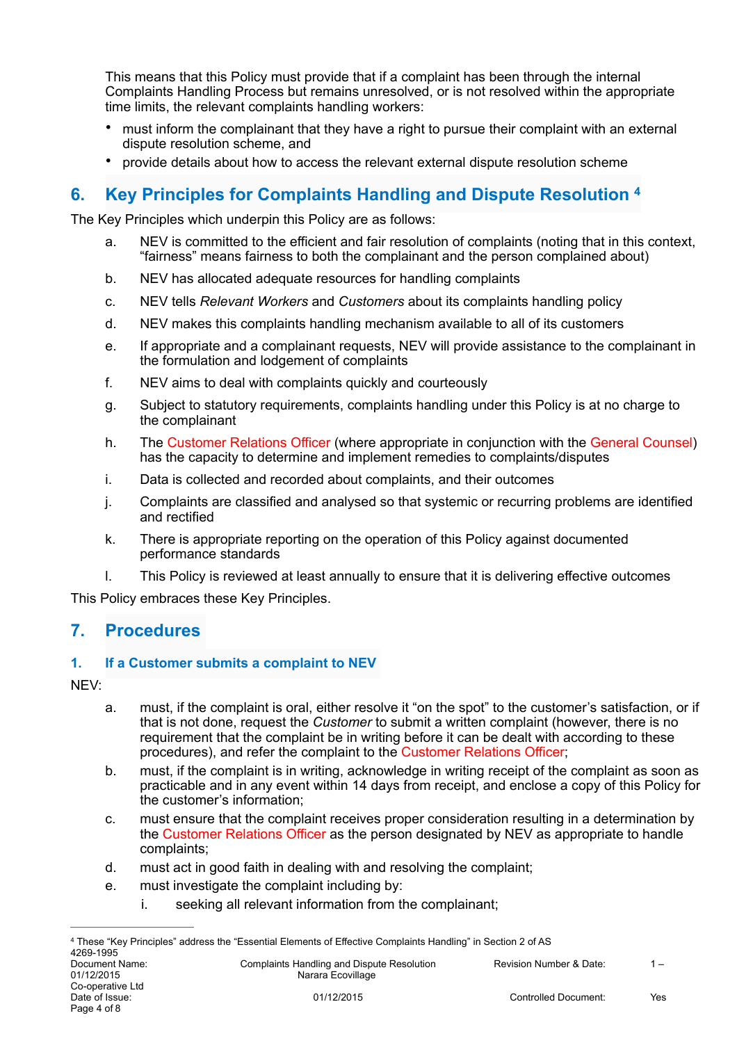This means that this Policy must provide that if a complaint has been through the internal Complaints Handling Process but remains unresolved, or is not resolved within the appropriate time limits, the relevant complaints handling workers:

- must inform the complainant that they have a right to pursue their complaint with an external dispute resolution scheme, and
- provide details about how to access the relevant external dispute resolution scheme

## 6. Key Principles for Complaints Handling and Dispute Resolution [4]

The Key Principles which underpin this Policy are as follows:

a. NEV is committed to the efficient and fair resolution of complaints (noting that in this context, "fairness" means fairness to both the complainant and the person complained about)

b. NEV has allocated adequate resources for handling complaints

c. NEV tells *Relevant Workers* and *Customers* about its complaints handling policy

d. NEV makes this complaints handling mechanism available to all of its customers

e. If appropriate and a complainant requests, NEV will provide assistance to the complainant in the formulation and lodgement of complaints

f. NEV aims to deal with complaints quickly and courteously

g. Subject to statutory requirements, complaints handling under this Policy is at no charge to the complainant

h. The Customer Relations Officer (where appropriate in conjunction with the General Counsel) has the capacity to determine and implement remedies to complaints/disputes

i. Data is collected and recorded about complaints, and their outcomes

j. Complaints are classified and analysed so that systemic or recurring problems are identified and rectified

k. There is appropriate reporting on the operation of this Policy against documented performance standards

l. This Policy is reviewed at least annually to ensure that it is delivering effective outcomes

This Policy embraces these Key Principles.

## 7. Procedures

### 1. If a Customer submits a complaint to NEV

NEV:

a. must, if the complaint is oral, either resolve it "on the spot" to the customer's satisfaction, or if that is not done, request the *Customer* to submit a written complaint (however, there is no requirement that the complaint be in writing before it can be dealt with according to these procedures), and refer the complaint to the Customer Relations Officer;

b. must, if the complaint is in writing, acknowledge in writing receipt of the complaint as soon as practicable and in any event within 14 days from receipt, and enclose a copy of this Policy for the customer's information;

c. must ensure that the complaint receives proper consideration resulting in a determination by the Customer Relations Officer as the person designated by NEV as appropriate to handle complaints;

d. must act in good faith in dealing with and resolving the complaint;

e. must investigate the complaint including by:

   i. seeking all relevant information from the complainant;

---

[4] These "Key Principles" address the "Essential Elements of Effective Complaints Handling" in Section 2 of AS 4269-1995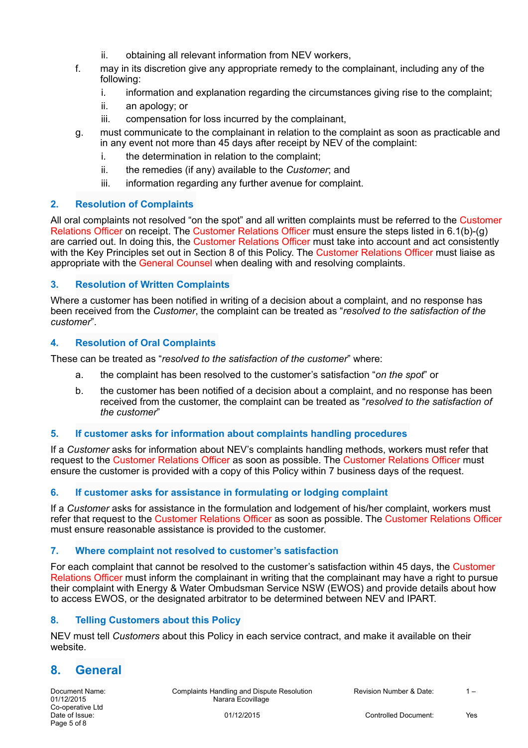ii. obtaining all relevant information from NEV workers,

f. may in its discretion give any appropriate remedy to the complainant, including any of the following:

   i. information and explanation regarding the circumstances giving rise to the complaint;

   ii. an apology; or

   iii. compensation for loss incurred by the complainant,

g. must communicate to the complainant in relation to the complaint as soon as practicable and in any event not more than 45 days after receipt by NEV of the complaint:

   i. the determination in relation to the complaint;

   ii. the remedies (if any) available to the *Customer*; and

   iii. information regarding any further avenue for complaint.

### 2. Resolution of Complaints

All oral complaints not resolved "on the spot" and all written complaints must be referred to the Customer Relations Officer on receipt. The Customer Relations Officer must ensure the steps listed in 6.1(b)-(g) are carried out. In doing this, the Customer Relations Officer must take into account and act consistently with the Key Principles set out in Section 8 of this Policy. The Customer Relations Officer must liaise as appropriate with the General Counsel when dealing with and resolving complaints.

### 3. Resolution of Written Complaints

Where a customer has been notified in writing of a decision about a complaint, and no response has been received from the *Customer*, the complaint can be treated as "*resolved to the satisfaction of the customer*".

### 4. Resolution of Oral Complaints

These can be treated as "*resolved to the satisfaction of the customer*" where:

a. the complaint has been resolved to the customer's satisfaction "*on the spot*" or

b. the customer has been notified of a decision about a complaint, and no response has been received from the customer, the complaint can be treated as "*resolved to the satisfaction of the customer*"

### 5. If customer asks for information about complaints handling procedures

If a *Customer* asks for information about NEV's complaints handling methods, workers must refer that request to the Customer Relations Officer as soon as possible. The Customer Relations Officer must ensure the customer is provided with a copy of this Policy within 7 business days of the request.

### 6. If customer asks for assistance in formulating or lodging complaint

If a *Customer* asks for assistance in the formulation and lodgement of his/her complaint, workers must refer that request to the Customer Relations Officer as soon as possible. The Customer Relations Officer must ensure reasonable assistance is provided to the customer.

### 7. Where complaint not resolved to customer's satisfaction

For each complaint that cannot be resolved to the customer's satisfaction within 45 days, the Customer Relations Officer must inform the complainant in writing that the complainant may have a right to pursue their complaint with Energy & Water Ombudsman Service NSW (EWOS) and provide details about how to access EWOS, or the designated arbitrator to be determined between NEV and IPART.

### 8. Telling Customers about this Policy

NEV must tell *Customers* about this Policy in each service contract, and make it available on their website.

## 8. General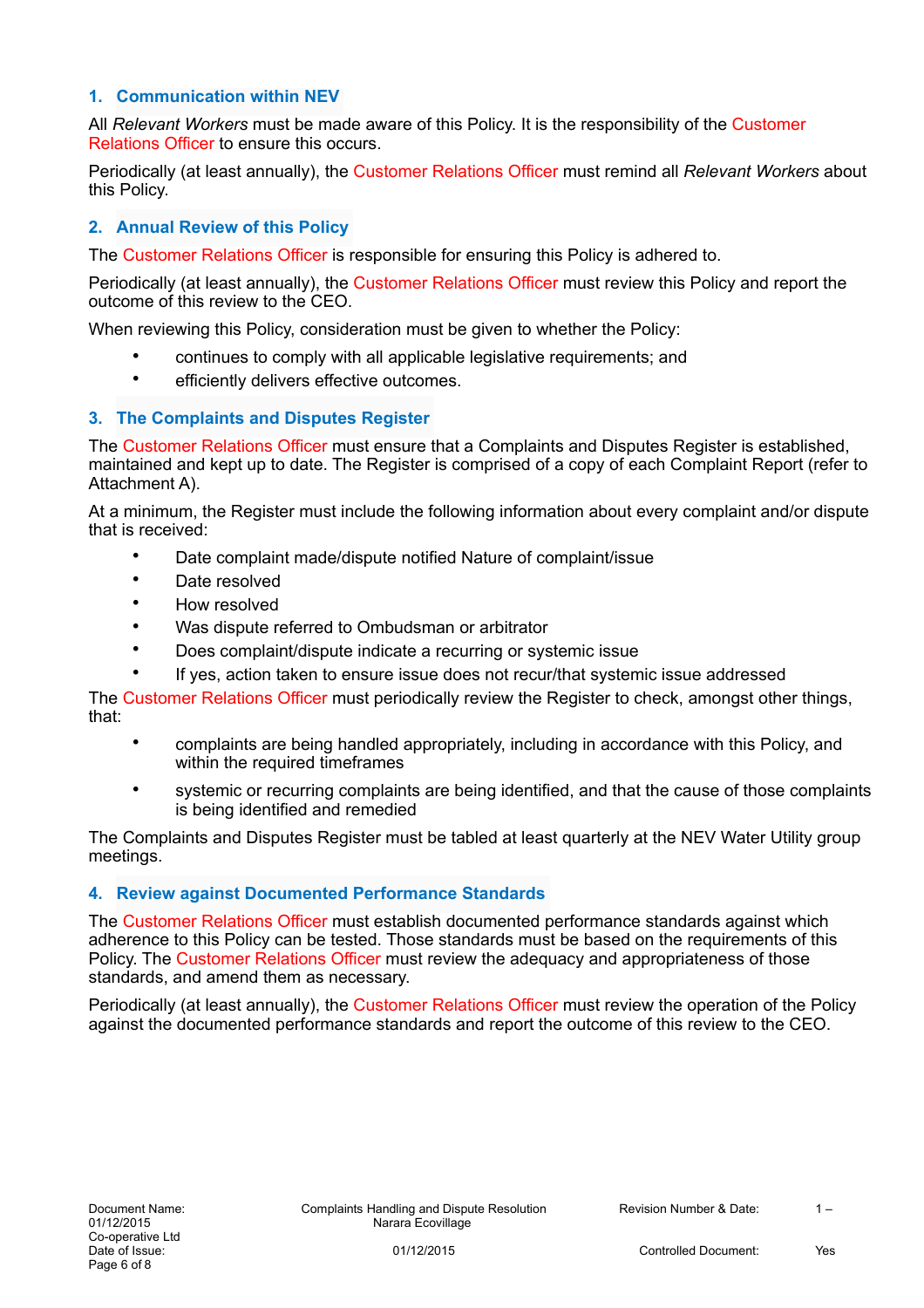## 1. Communication within NEV

All *Relevant Workers* must be made aware of this Policy. It is the responsibility of the Customer Relations Officer to ensure this occurs.

Periodically (at least annually), the Customer Relations Officer must remind all *Relevant Workers* about this Policy.

## 2. Annual Review of this Policy

The Customer Relations Officer is responsible for ensuring this Policy is adhered to.

Periodically (at least annually), the Customer Relations Officer must review this Policy and report the outcome of this review to the CEO.

When reviewing this Policy, consideration must be given to whether the Policy:

- continues to comply with all applicable legislative requirements; and
- efficiently delivers effective outcomes.

## 3. The Complaints and Disputes Register

The Customer Relations Officer must ensure that a Complaints and Disputes Register is established, maintained and kept up to date. The Register is comprised of a copy of each Complaint Report (refer to Attachment A).

At a minimum, the Register must include the following information about every complaint and/or dispute that is received:

- Date complaint made/dispute notified Nature of complaint/issue
- Date resolved
- How resolved
- Was dispute referred to Ombudsman or arbitrator
- Does complaint/dispute indicate a recurring or systemic issue
- If yes, action taken to ensure issue does not recur/that systemic issue addressed

The Customer Relations Officer must periodically review the Register to check, amongst other things, that:

- complaints are being handled appropriately, including in accordance with this Policy, and within the required timeframes
- systemic or recurring complaints are being identified, and that the cause of those complaints is being identified and remedied

The Complaints and Disputes Register must be tabled at least quarterly at the NEV Water Utility group meetings.

## 4. Review against Documented Performance Standards

The Customer Relations Officer must establish documented performance standards against which adherence to this Policy can be tested. Those standards must be based on the requirements of this Policy. The Customer Relations Officer must review the adequacy and appropriateness of those standards, and amend them as necessary.

Periodically (at least annually), the Customer Relations Officer must review the operation of the Policy against the documented performance standards and report the outcome of this review to the CEO.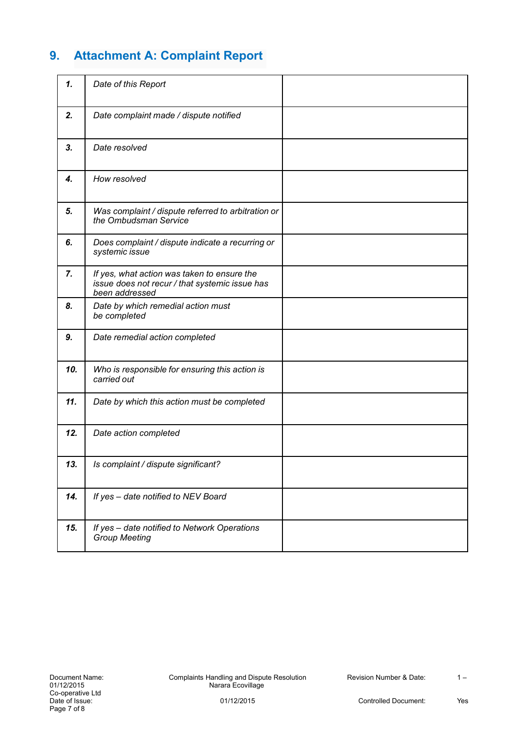## 9. Attachment A: Complaint Report

| | | |
|---|---|---|
| ***1.*** | *Date of this Report* | |
| ***2.*** | *Date complaint made / dispute notified* | |
| ***3.*** | *Date resolved* | |
| ***4.*** | *How resolved* | |
| ***5.*** | *Was complaint / dispute referred to arbitration or the Ombudsman Service* | |
| ***6.*** | *Does complaint / dispute indicate a recurring or systemic issue* | |
| ***7.*** | *If yes, what action was taken to ensure the issue does not recur / that systemic issue has been addressed* | |
| ***8.*** | *Date by which remedial action must be completed* | |
| ***9.*** | *Date remedial action completed* | |
| ***10.*** | *Who is responsible for ensuring this action is carried out* | |
| ***11.*** | *Date by which this action must be completed* | |
| ***12.*** | *Date action completed* | |
| ***13.*** | *Is complaint / dispute significant?* | |
| ***14.*** | *If yes – date notified to NEV Board* | |
| ***15.*** | *If yes – date notified to Network Operations Group Meeting* | |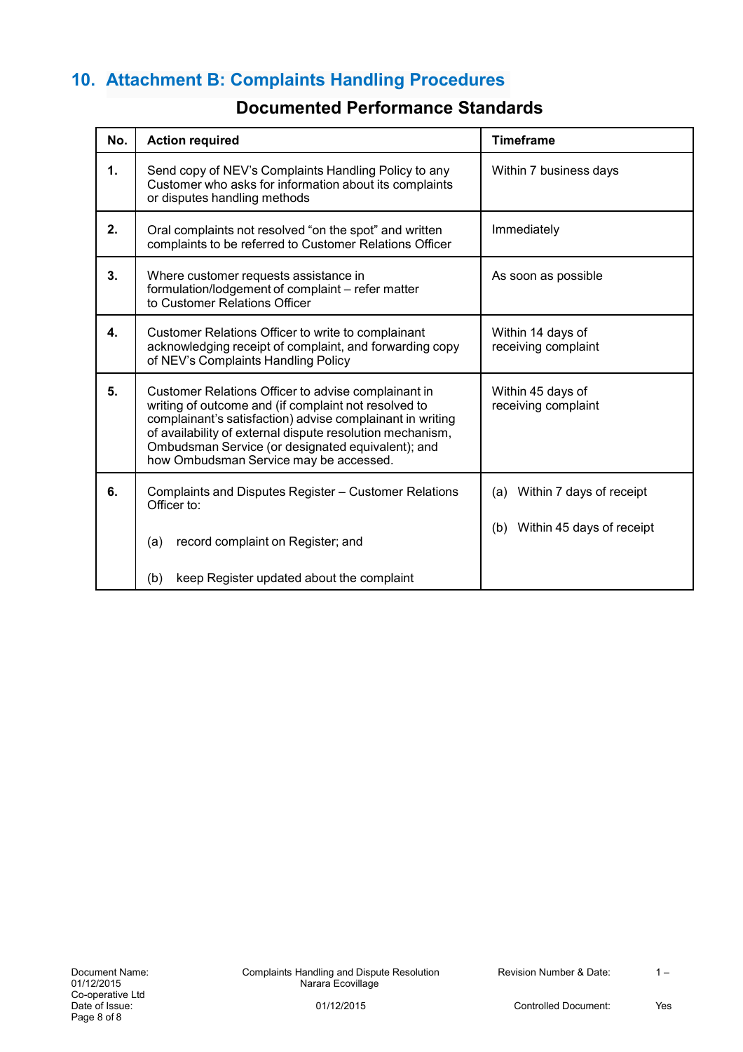## 10. Attachment B: Complaints Handling Procedures

### Documented Performance Standards

| No. | Action required | Timeframe |
|---|---|---|
| **1.** | Send copy of NEV's Complaints Handling Policy to any Customer who asks for information about its complaints or disputes handling methods | Within 7 business days |
| **2.** | Oral complaints not resolved "on the spot" and written complaints to be referred to Customer Relations Officer | Immediately |
| **3.** | Where customer requests assistance in formulation/lodgement of complaint – refer matter to Customer Relations Officer | As soon as possible |
| **4.** | Customer Relations Officer to write to complainant acknowledging receipt of complaint, and forwarding copy of NEV's Complaints Handling Policy | Within 14 days of receiving complaint |
| **5.** | Customer Relations Officer to advise complainant in writing of outcome and (if complaint not resolved to complainant's satisfaction) advise complainant in writing of availability of external dispute resolution mechanism, Ombudsman Service (or designated equivalent); and how Ombudsman Service may be accessed. | Within 45 days of receiving complaint |
| **6.** | Complaints and Disputes Register – Customer Relations Officer to:<br><br>(a) record complaint on Register; and<br><br>(b) keep Register updated about the complaint | (a) Within 7 days of receipt<br><br>(b) Within 45 days of receipt |